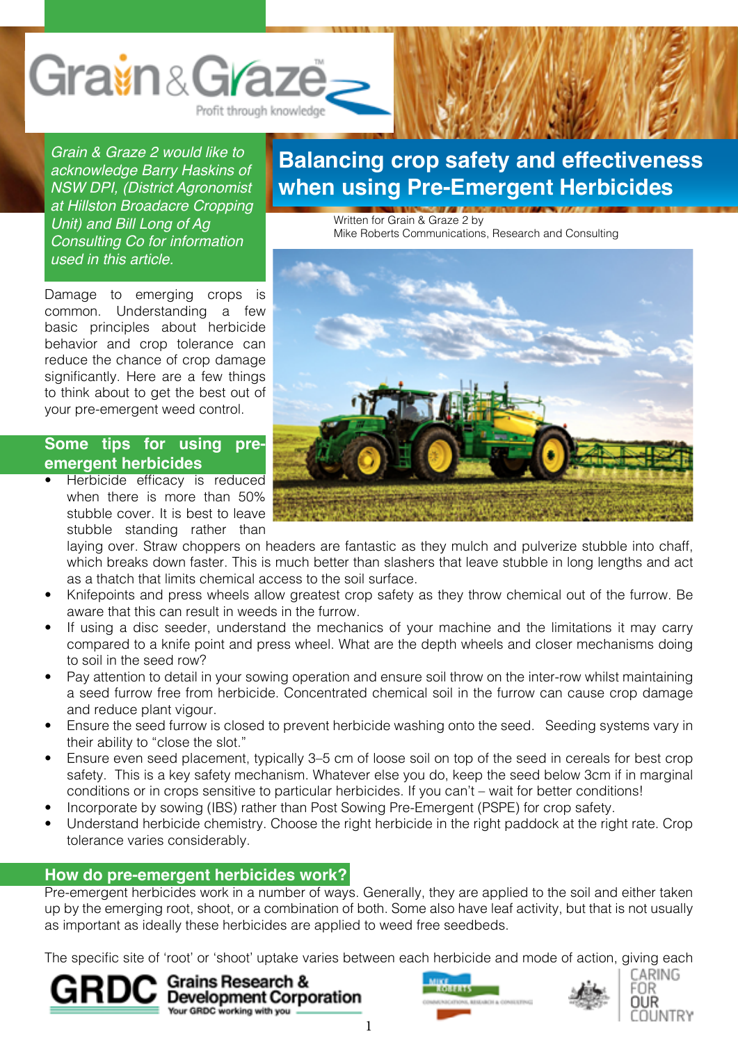# Balancing crop safety and effectiveness when using Pre-Emergent Herbicides

Written for Grain & Graze 2 by
Mike Roberts Communications, Research and Consulting

*Grain & Graze 2 would like to acknowledge Barry Haskins of NSW DPI, (District Agronomist at Hillston Broadacre Cropping Unit) and Bill Long of Ag Consulting Co for information used in this article.*

Damage to emerging crops is common. Understanding a few basic principles about herbicide behavior and crop tolerance can reduce the chance of crop damage significantly. Here are a few things to think about to get the best out of your pre-emergent weed control.

## Some tips for using pre-emergent herbicides

- Herbicide efficacy is reduced when there is more than 50% stubble cover. It is best to leave stubble standing rather than laying over. Straw choppers on headers are fantastic as they mulch and pulverize stubble into chaff, which breaks down faster. This is much better than slashers that leave stubble in long lengths and act as a thatch that limits chemical access to the soil surface.
- Knifepoints and press wheels allow greatest crop safety as they throw chemical out of the furrow. Be aware that this can result in weeds in the furrow.
- If using a disc seeder, understand the mechanics of your machine and the limitations it may carry compared to a knife point and press wheel. What are the depth wheels and closer mechanisms doing to soil in the seed row?
- Pay attention to detail in your sowing operation and ensure soil throw on the inter-row whilst maintaining a seed furrow free from herbicide. Concentrated chemical soil in the furrow can cause crop damage and reduce plant vigour.
- Ensure the seed furrow is closed to prevent herbicide washing onto the seed. Seeding systems vary in their ability to "close the slot."
- Ensure even seed placement, typically 3–5 cm of loose soil on top of the seed in cereals for best crop safety. This is a key safety mechanism. Whatever else you do, keep the seed below 3cm if in marginal conditions or in crops sensitive to particular herbicides. If you can't – wait for better conditions!
- Incorporate by sowing (IBS) rather than Post Sowing Pre-Emergent (PSPE) for crop safety.
- Understand herbicide chemistry. Choose the right herbicide in the right paddock at the right rate. Crop tolerance varies considerably.

## How do pre-emergent herbicides work?

Pre-emergent herbicides work in a number of ways. Generally, they are applied to the soil and either taken up by the emerging root, shoot, or a combination of both. Some also have leaf activity, but that is not usually as important as ideally these herbicides are applied to weed free seedbeds.

The specific site of 'root' or 'shoot' uptake varies between each herbicide and mode of action, giving each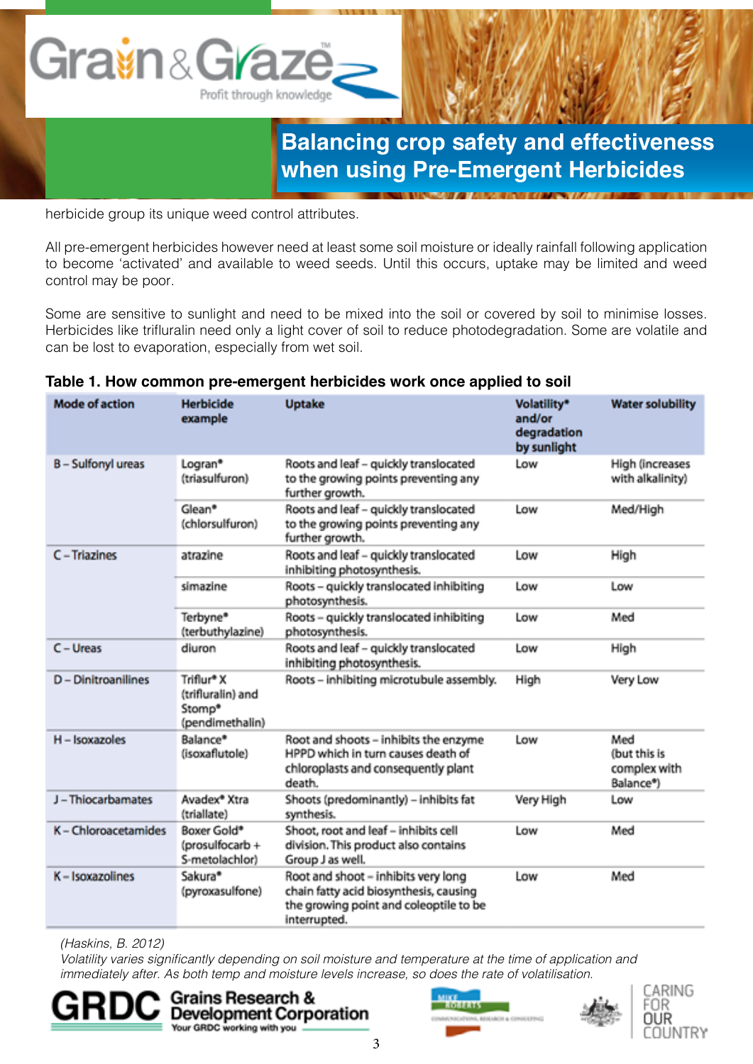herbicide group its unique weed control attributes.

All pre-emergent herbicides however need at least some soil moisture or ideally rainfall following application to become 'activated' and available to weed seeds. Until this occurs, uptake may be limited and weed control may be poor.

Some are sensitive to sunlight and need to be mixed into the soil or covered by soil to minimise losses. Herbicides like trifluralin need only a light cover of soil to reduce photodegradation. Some are volatile and can be lost to evaporation, especially from wet soil.

**Table 1. How common pre-emergent herbicides work once applied to soil**

| Mode of action | Herbicide example | Uptake | Volatility* and/or degradation by sunlight | Water solubility |
|---|---|---|---|---|
| B – Sulfonyl ureas | Logran® (triasulfuron) | Roots and leaf – quickly translocated to the growing points preventing any further growth. | Low | High (increases with alkalinity) |
| | Glean® (chlorsulfuron) | Roots and leaf – quickly translocated to the growing points preventing any further growth. | Low | Med/High |
| C – Triazines | atrazine | Roots and leaf – quickly translocated inhibiting photosynthesis. | Low | High |
| | simazine | Roots – quickly translocated inhibiting photosynthesis. | Low | Low |
| | Terbyne® (terbuthylazine) | Roots – quickly translocated inhibiting photosynthesis. | Low | Med |
| C – Ureas | diuron | Roots and leaf – quickly translocated inhibiting photosynthesis. | Low | High |
| D – Dinitroanilines | Triflur® X (trifluralin) and Stomp® (pendimethalin) | Roots – inhibiting microtubule assembly. | High | Very Low |
| H – Isoxazoles | Balance® (isoxaflutole) | Root and shoots – inhibits the enzyme HPPD which in turn causes death of chloroplasts and consequently plant death. | Low | Med (but this is complex with Balance®) |
| J – Thiocarbamates | Avadex® Xtra (triallate) | Shoots (predominantly) – inhibits fat synthesis. | Very High | Low |
| K – Chloroacetamides | Boxer Gold® (prosulfocarb + S-metolachlor) | Shoot, root and leaf – inhibits cell division. This product also contains Group J as well. | Low | Med |
| K – Isoxazolines | Sakura® (pyroxasulfone) | Root and shoot – inhibits very long chain fatty acid biosynthesis, causing the growing point and coleoptile to be interrupted. | Low | Med |

*(Haskins, B. 2012)*
*Volatility varies significantly depending on soil moisture and temperature at the time of application and immediately after. As both temp and moisture levels increase, so does the rate of volatilisation.*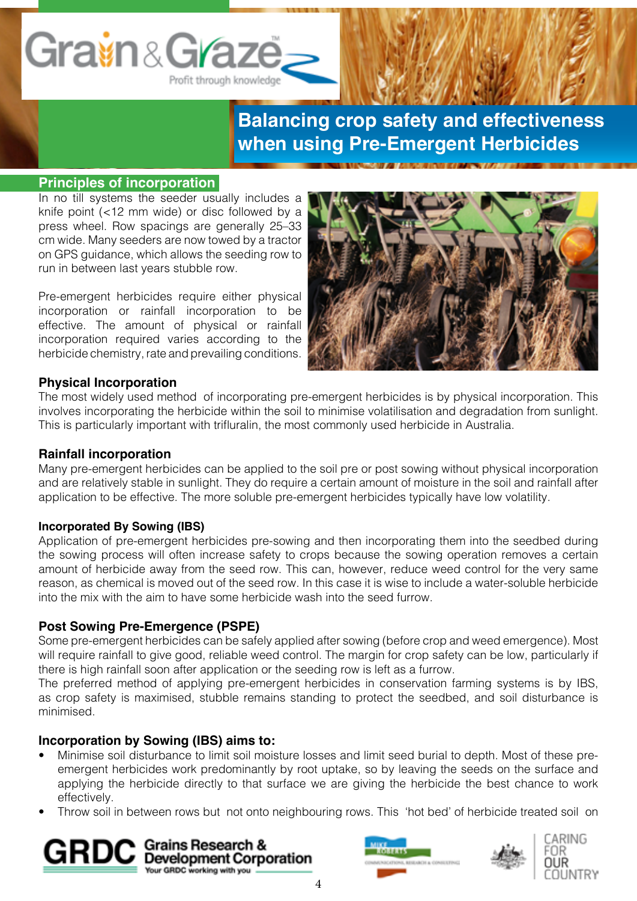# Balancing crop safety and effectiveness when using Pre-Emergent Herbicides

## Principles of incorporation

In no till systems the seeder usually includes a knife point (<12 mm wide) or disc followed by a press wheel. Row spacings are generally 25–33 cm wide. Many seeders are now towed by a tractor on GPS guidance, which allows the seeding row to run in between last years stubble row.

Pre-emergent herbicides require either physical incorporation or rainfall incorporation to be effective. The amount of physical or rainfall incorporation required varies according to the herbicide chemistry, rate and prevailing conditions.

### Physical Incorporation

The most widely used method of incorporating pre-emergent herbicides is by physical incorporation. This involves incorporating the herbicide within the soil to minimise volatilisation and degradation from sunlight. This is particularly important with trifluralin, the most commonly used herbicide in Australia.

### Rainfall incorporation

Many pre-emergent herbicides can be applied to the soil pre or post sowing without physical incorporation and are relatively stable in sunlight. They do require a certain amount of moisture in the soil and rainfall after application to be effective. The more soluble pre-emergent herbicides typically have low volatility.

#### Incorporated By Sowing (IBS)

Application of pre-emergent herbicides pre-sowing and then incorporating them into the seedbed during the sowing process will often increase safety to crops because the sowing operation removes a certain amount of herbicide away from the seed row. This can, however, reduce weed control for the very same reason, as chemical is moved out of the seed row. In this case it is wise to include a water-soluble herbicide into the mix with the aim to have some herbicide wash into the seed furrow.

### Post Sowing Pre-Emergence (PSPE)

Some pre-emergent herbicides can be safely applied after sowing (before crop and weed emergence). Most will require rainfall to give good, reliable weed control. The margin for crop safety can be low, particularly if there is high rainfall soon after application or the seeding row is left as a furrow.

The preferred method of applying pre-emergent herbicides in conservation farming systems is by IBS, as crop safety is maximised, stubble remains standing to protect the seedbed, and soil disturbance is minimised.

### Incorporation by Sowing (IBS) aims to:

- Minimise soil disturbance to limit soil moisture losses and limit seed burial to depth. Most of these pre-emergent herbicides work predominantly by root uptake, so by leaving the seeds on the surface and applying the herbicide directly to that surface we are giving the herbicide the best chance to work effectively.
- Throw soil in between rows but not onto neighbouring rows. This 'hot bed' of herbicide treated soil on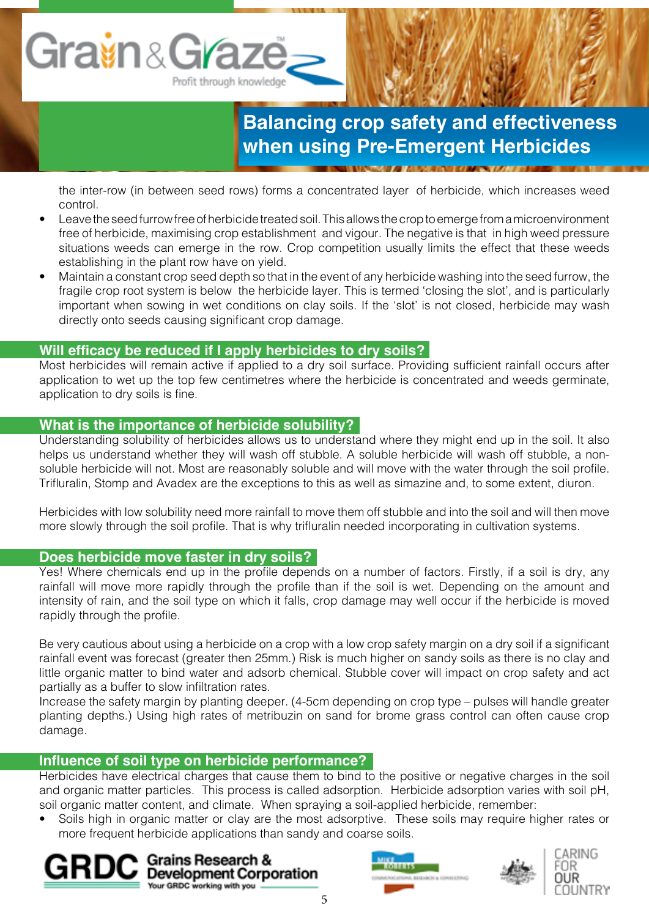the inter-row (in between seed rows) forms a concentrated layer of herbicide, which increases weed control.

- Leave the seed furrow free of herbicide treated soil. This allows the crop to emerge from a microenvironment free of herbicide, maximising crop establishment and vigour. The negative is that in high weed pressure situations weeds can emerge in the row. Crop competition usually limits the effect that these weeds establishing in the plant row have on yield.
- Maintain a constant crop seed depth so that in the event of any herbicide washing into the seed furrow, the fragile crop root system is below the herbicide layer. This is termed 'closing the slot', and is particularly important when sowing in wet conditions on clay soils. If the 'slot' is not closed, herbicide may wash directly onto seeds causing significant crop damage.

## Will efficacy be reduced if I apply herbicides to dry soils?

Most herbicides will remain active if applied to a dry soil surface. Providing sufficient rainfall occurs after application to wet up the top few centimetres where the herbicide is concentrated and weeds germinate, application to dry soils is fine.

## What is the importance of herbicide solubility?

Understanding solubility of herbicides allows us to understand where they might end up in the soil. It also helps us understand whether they will wash off stubble. A soluble herbicide will wash off stubble, a non-soluble herbicide will not. Most are reasonably soluble and will move with the water through the soil profile. Trifluralin, Stomp and Avadex are the exceptions to this as well as simazine and, to some extent, diuron.

Herbicides with low solubility need more rainfall to move them off stubble and into the soil and will then move more slowly through the soil profile. That is why trifluralin needed incorporating in cultivation systems.

## Does herbicide move faster in dry soils?

Yes! Where chemicals end up in the profile depends on a number of factors. Firstly, if a soil is dry, any rainfall will move more rapidly through the profile than if the soil is wet. Depending on the amount and intensity of rain, and the soil type on which it falls, crop damage may well occur if the herbicide is moved rapidly through the profile.

Be very cautious about using a herbicide on a crop with a low crop safety margin on a dry soil if a significant rainfall event was forecast (greater then 25mm.) Risk is much higher on sandy soils as there is no clay and little organic matter to bind water and adsorb chemical. Stubble cover will impact on crop safety and act partially as a buffer to slow infiltration rates.
Increase the safety margin by planting deeper. (4-5cm depending on crop type – pulses will handle greater planting depths.) Using high rates of metribuzin on sand for brome grass control can often cause crop damage.

## Influence of soil type on herbicide performance?

Herbicides have electrical charges that cause them to bind to the positive or negative charges in the soil and organic matter particles. This process is called adsorption. Herbicide adsorption varies with soil pH, soil organic matter content, and climate. When spraying a soil-applied herbicide, remember:

- Soils high in organic matter or clay are the most adsorptive. These soils may require higher rates or more frequent herbicide applications than sandy and coarse soils.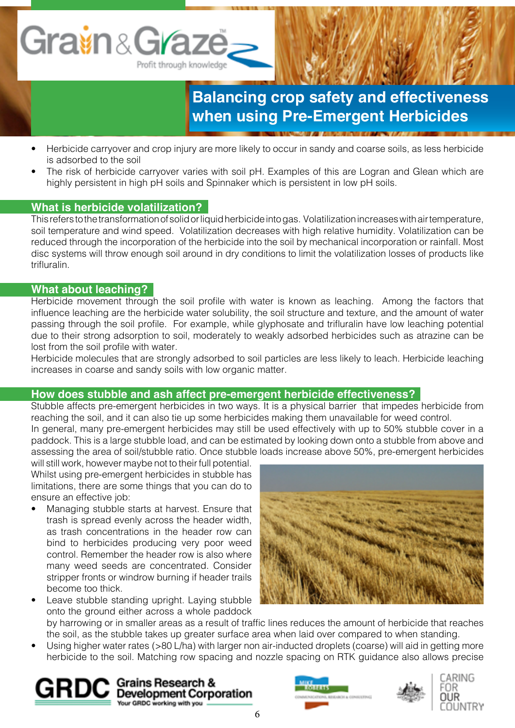# Balancing crop safety and effectiveness when using Pre-Emergent Herbicides

- Herbicide carryover and crop injury are more likely to occur in sandy and coarse soils, as less herbicide is adsorbed to the soil
- The risk of herbicide carryover varies with soil pH. Examples of this are Logran and Glean which are highly persistent in high pH soils and Spinnaker which is persistent in low pH soils.

## What is herbicide volatilization?

This refers to the transformation of solid or liquid herbicide into gas. Volatilization increases with air temperature, soil temperature and wind speed. Volatilization decreases with high relative humidity. Volatilization can be reduced through the incorporation of the herbicide into the soil by mechanical incorporation or rainfall. Most disc systems will throw enough soil around in dry conditions to limit the volatilization losses of products like trifluralin.

## What about leaching?

Herbicide movement through the soil profile with water is known as leaching. Among the factors that influence leaching are the herbicide water solubility, the soil structure and texture, and the amount of water passing through the soil profile. For example, while glyphosate and trifluralin have low leaching potential due to their strong adsorption to soil, moderately to weakly adsorbed herbicides such as atrazine can be lost from the soil profile with water.

Herbicide molecules that are strongly adsorbed to soil particles are less likely to leach. Herbicide leaching increases in coarse and sandy soils with low organic matter.

## How does stubble and ash affect pre-emergent herbicide effectiveness?

Stubble affects pre-emergent herbicides in two ways. It is a physical barrier that impedes herbicide from reaching the soil, and it can also tie up some herbicides making them unavailable for weed control.

In general, many pre-emergent herbicides may still be used effectively with up to 50% stubble cover in a paddock. This is a large stubble load, and can be estimated by looking down onto a stubble from above and assessing the area of soil/stubble ratio. Once stubble loads increase above 50%, pre-emergent herbicides will still work, however maybe not to their full potential.

Whilst using pre-emergent herbicides in stubble has limitations, there are some things that you can do to ensure an effective job:

- Managing stubble starts at harvest. Ensure that trash is spread evenly across the header width, as trash concentrations in the header row can bind to herbicides producing very poor weed control. Remember the header row is also where many weed seeds are concentrated. Consider stripper fronts or windrow burning if header trails become too thick.
- Leave stubble standing upright. Laying stubble onto the ground either across a whole paddock by harrowing or in smaller areas as a result of traffic lines reduces the amount of herbicide that reaches the soil, as the stubble takes up greater surface area when laid over compared to when standing.
- Using higher water rates (>80 L/ha) with larger non air-inducted droplets (coarse) will aid in getting more herbicide to the soil. Matching row spacing and nozzle spacing on RTK guidance also allows precise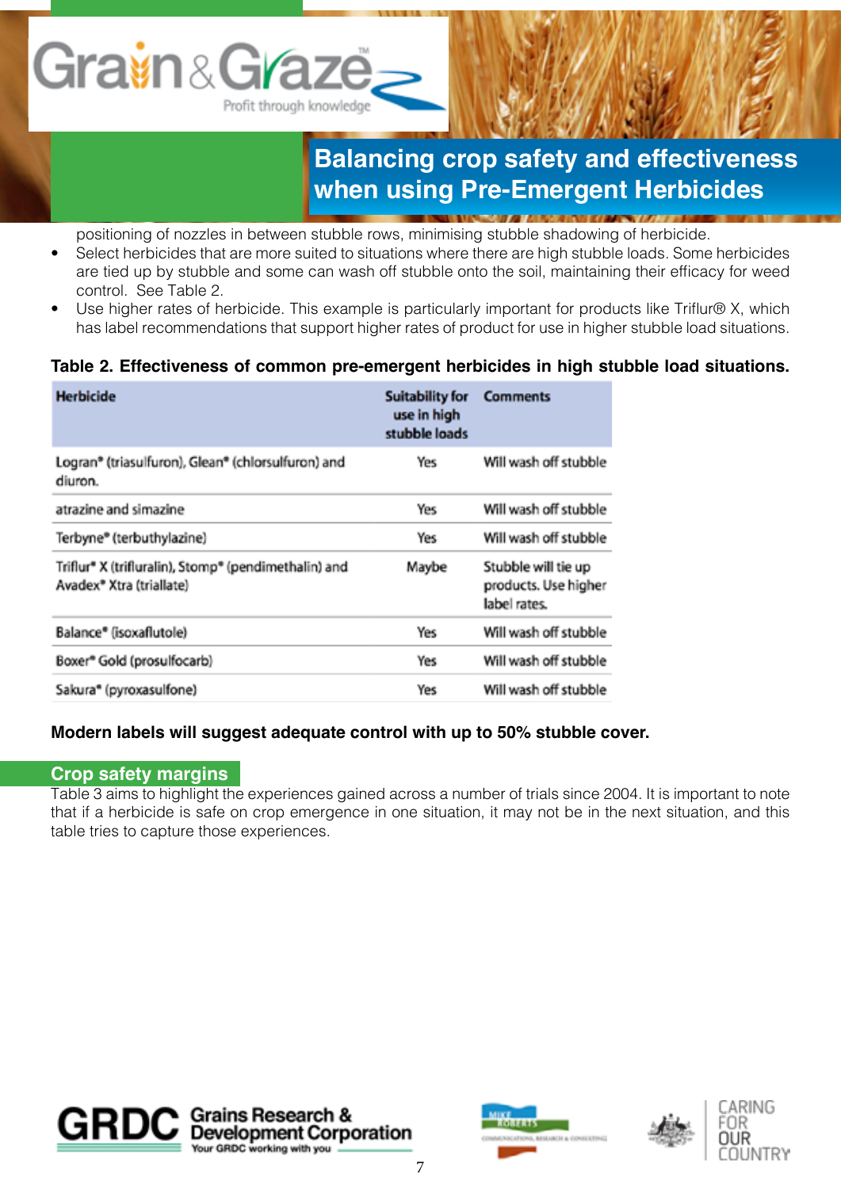positioning of nozzles in between stubble rows, minimising stubble shadowing of herbicide.

- Select herbicides that are more suited to situations where there are high stubble loads. Some herbicides are tied up by stubble and some can wash off stubble onto the soil, maintaining their efficacy for weed control. See Table 2.
- Use higher rates of herbicide. This example is particularly important for products like Triflur® X, which has label recommendations that support higher rates of product for use in higher stubble load situations.

**Table 2. Effectiveness of common pre-emergent herbicides in high stubble load situations.**

| Herbicide | Suitability for use in high stubble loads | Comments |
|---|---|---|
| Logran® (triasulfuron), Glean® (chlorsulfuron) and diuron. | Yes | Will wash off stubble |
| atrazine and simazine | Yes | Will wash off stubble |
| Terbyne® (terbuthylazine) | Yes | Will wash off stubble |
| Triflur® X (trifluralin), Stomp® (pendimethalin) and Avadex® Xtra (triallate) | Maybe | Stubble will tie up products. Use higher label rates. |
| Balance® (isoxaflutole) | Yes | Will wash off stubble |
| Boxer® Gold (prosulfocarb) | Yes | Will wash off stubble |
| Sakura® (pyroxasulfone) | Yes | Will wash off stubble |

**Modern labels will suggest adequate control with up to 50% stubble cover.**

## Crop safety margins

Table 3 aims to highlight the experiences gained across a number of trials since 2004. It is important to note that if a herbicide is safe on crop emergence in one situation, it may not be in the next situation, and this table tries to capture those experiences.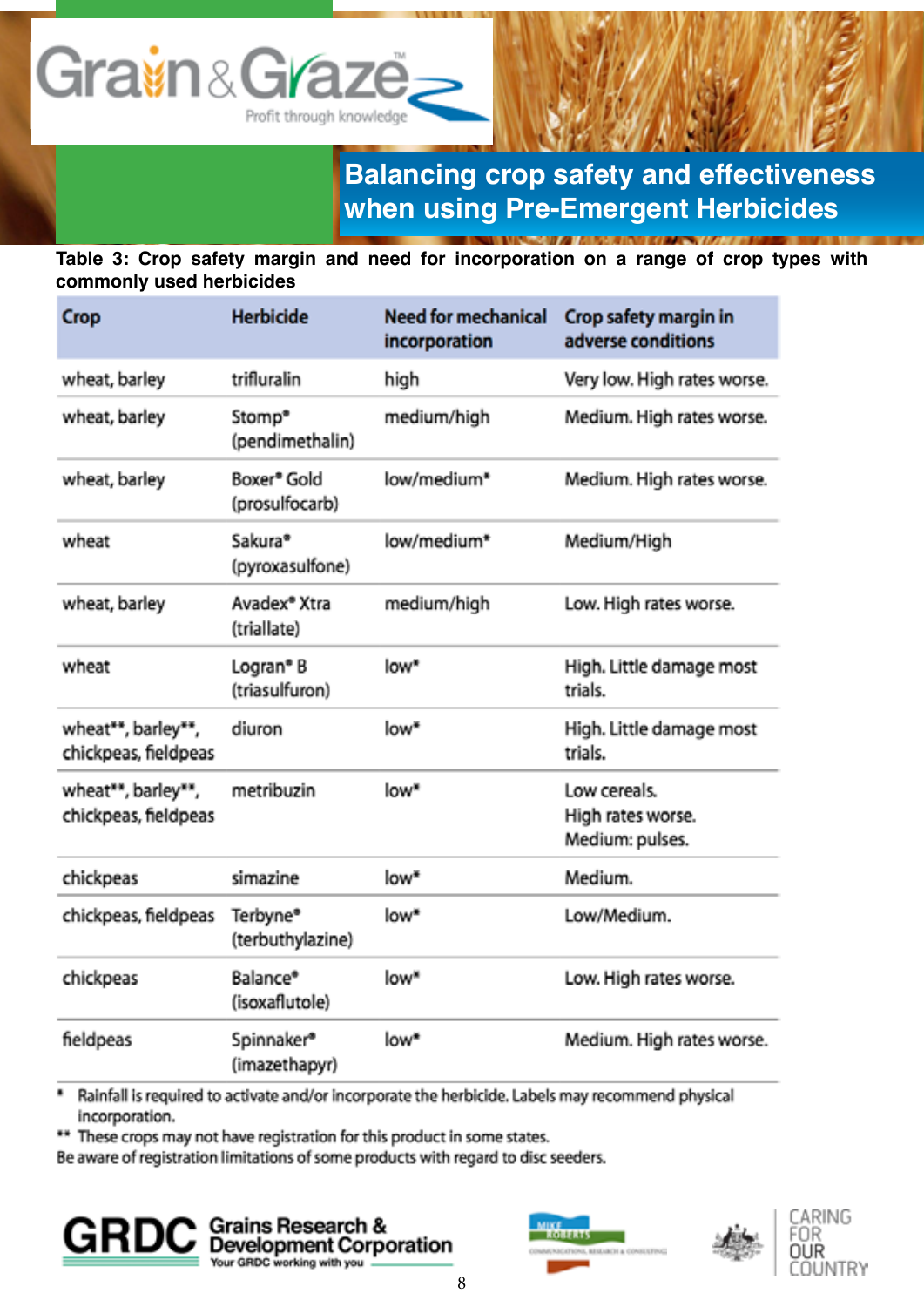Table 3: Crop safety margin and need for incorporation on a range of crop types with commonly used herbicides

| Crop | Herbicide | Need for mechanical incorporation | Crop safety margin in adverse conditions |
|---|---|---|---|
| wheat, barley | trifluralin | high | Very low. High rates worse. |
| wheat, barley | Stomp® (pendimethalin) | medium/high | Medium. High rates worse. |
| wheat, barley | Boxer® Gold (prosulfocarb) | low/medium* | Medium. High rates worse. |
| wheat | Sakura® (pyroxasulfone) | low/medium* | Medium/High |
| wheat, barley | Avadex® Xtra (triallate) | medium/high | Low. High rates worse. |
| wheat | Logran® B (triasulfuron) | low* | High. Little damage most trials. |
| wheat**, barley**, chickpeas, fieldpeas | diuron | low* | High. Little damage most trials. |
| wheat**, barley**, chickpeas, fieldpeas | metribuzin | low* | Low cereals. High rates worse. Medium: pulses. |
| chickpeas | simazine | low* | Medium. |
| chickpeas, fieldpeas | Terbyne® (terbuthylazine) | low* | Low/Medium. |
| chickpeas | Balance® (isoxaflutole) | low* | Low. High rates worse. |
| fieldpeas | Spinnaker® (imazethapyr) | low* | Medium. High rates worse. |

\* Rainfall is required to activate and/or incorporate the herbicide. Labels may recommend physical incorporation.

\** These crops may not have registration for this product in some states.

Be aware of registration limitations of some products with regard to disc seeders.